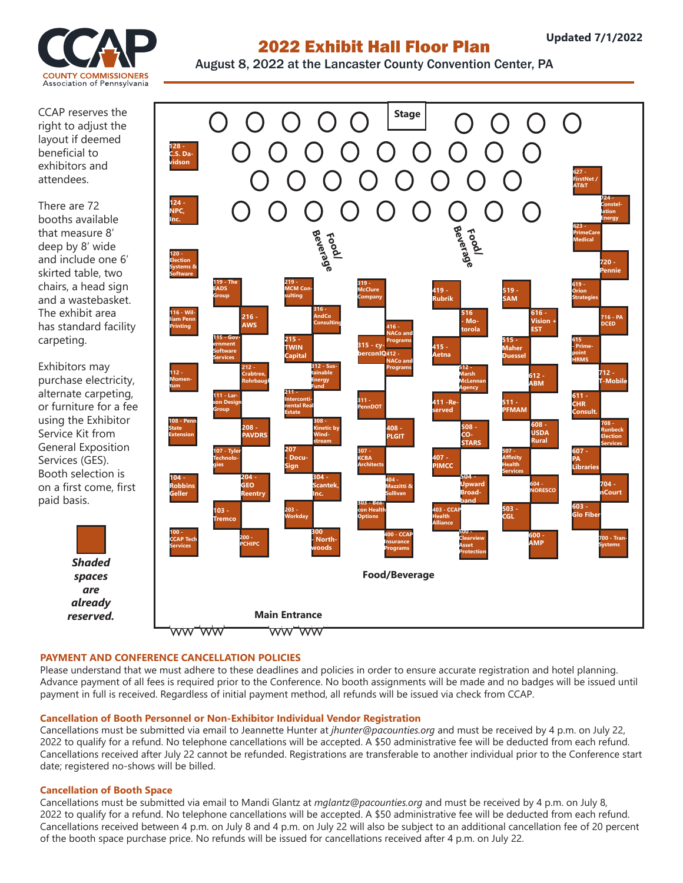# 2022 Exhibit Hall Floor Plan

**Updated 7/1/2022**

August 8, 2022 at the Lancaster County Convention Center, PA

**COUNTY COMMISSIONERS** Association of Pennsylvania

CCAP reserves the right to adjust the layout if deemed beneficial to exhibitors and attendees.

There are 72 booths available that measure 8′ deep by 8′ wide and include one 6′ skirted table, two chairs, a head sign and a wastebasket. The exhibit area has standard facility carpeting.

Exhibitors may purchase electricity, alternate carpeting, or furniture for a fee using the Exhibitor Service Kit from General Exposition Services (GES). Booth selection is on a first come, first paid basis.

***Shaded spaces are already reserved.***

Stage

Food/Beverage

Food/Beverage

128 - C.S. Davidson
124 - NPC, Inc.
120 - Election Systems & Software
116 - William Penn Printing
112 - Momentum
108 - Penn State Extension
104 - Robbins Geller
100 - CCAP Tech Services

119 - The EADS Group
115 - Government Software Services
111 - Larson Design Group
107 - Tyler Technologies
103 - Tremco

216 - AWS
212 - Crabtree, Rohrbaugh
208 - PAVDRS
204 - GEO Reentry
200 - PCHIPC

219 - MCM Consulting
215 - TWIN Capital
211 - Intercontinental Real Estate
207 - DocuSign
203 - Workday

316 - AndCo Consulting
312 - Sustainable Energy Fund
308 - Kinetic by Windstream
304 - Scantek, Inc.
300 - North-woods

319 - McClure Company
315 - cyberconIQ
311 - PennDOT
307 - KCBA Architects
303 - Beacon Health Options

416 - NACo and Programs
412 - NACo and Programs
408 - PLGIT
404 - Mazzitti & Sullivan
400 - CCAP Insurance Programs

419 - Rubrik
415 - Aetna
411 - Reserved
407 - PIMCC
403 - CCAP Health Alliance

516 - Motorola
512 - Marsh McLennan Agency
508 - CO-STARS
504 - Upward Broadband
500 - Clearview Asset Protection

519 - SAM
515 - Maher Duessel
511 - PFMAM
507 - Affinity Health Services
503 - CGL

616 - Vision + EST
612 - ABM
608 - USDA Rural
604 - NORESCO
600 - AMP

627 - FirstNet / AT&T
623 - PrimeCare Medical
619 - Orion Strategies
615 - Primepoint HRMS
611 - CHR Consult.
607 - PA Libraries
603 - Glo Fiber

724 - Constellation Energy
720 - Pennie
716 - PA DCED
712 - T-Mobile
708 - Runbeck Election Services
704 - nCourt
700 - Tran-Systems

Food/Beverage

Main Entrance

## PAYMENT AND CONFERENCE CANCELLATION POLICIES

Please understand that we must adhere to these deadlines and policies in order to ensure accurate registration and hotel planning. Advance payment of all fees is required prior to the Conference. No booth assignments will be made and no badges will be issued until payment in full is received. Regardless of initial payment method, all refunds will be issued via check from CCAP.

### Cancellation of Booth Personnel or Non-Exhibitor Individual Vendor Registration

Cancellations must be submitted via email to Jeannette Hunter at *jhunter@pacounties.org* and must be received by 4 p.m. on July 22, 2022 to qualify for a refund. No telephone cancellations will be accepted. A $50 administrative fee will be deducted from each refund. Cancellations received after July 22 cannot be refunded. Registrations are transferable to another individual prior to the Conference start date; registered no-shows will be billed.

### Cancellation of Booth Space

Cancellations must be submitted via email to Mandi Glantz at *mglantz@pacounties.org* and must be received by 4 p.m. on July 8, 2022 to qualify for a refund. No telephone cancellations will be accepted. A $50 administrative fee will be deducted from each refund. Cancellations received between 4 p.m. on July 8 and 4 p.m. on July 22 will also be subject to an additional cancellation fee of 20 percent of the booth space purchase price. No refunds will be issued for cancellations received after 4 p.m. on July 22.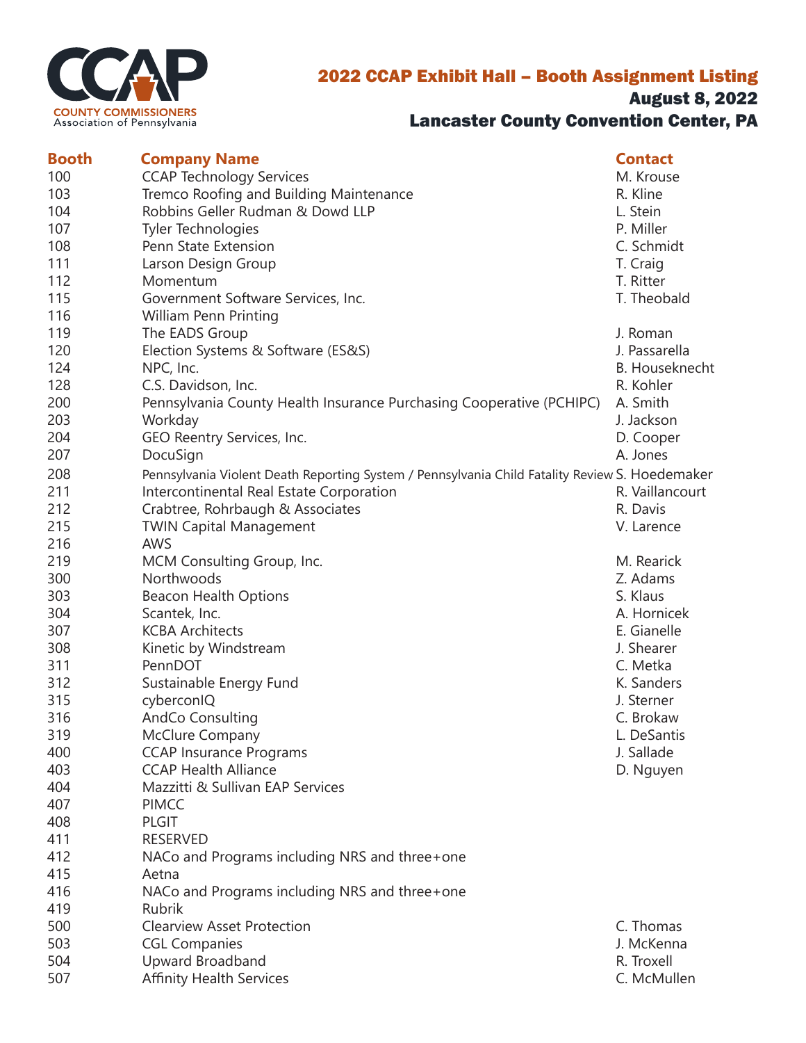COUNTY COMMISSIONERS
Association of Pennsylvania

# 2022 CCAP Exhibit Hall – Booth Assignment Listing

## August 8, 2022

## Lancaster County Convention Center, PA

| Booth | Company Name | Contact |
|---|---|---|
| 100 | CCAP Technology Services | M. Krouse |
| 103 | Tremco Roofing and Building Maintenance | R. Kline |
| 104 | Robbins Geller Rudman & Dowd LLP | L. Stein |
| 107 | Tyler Technologies | P. Miller |
| 108 | Penn State Extension | C. Schmidt |
| 111 | Larson Design Group | T. Craig |
| 112 | Momentum | T. Ritter |
| 115 | Government Software Services, Inc. | T. Theobald |
| 116 | William Penn Printing | |
| 119 | The EADS Group | J. Roman |
| 120 | Election Systems & Software (ES&S) | J. Passarella |
| 124 | NPC, Inc. | B. Houseknecht |
| 128 | C.S. Davidson, Inc. | R. Kohler |
| 200 | Pennsylvania County Health Insurance Purchasing Cooperative (PCHIPC) | A. Smith |
| 203 | Workday | J. Jackson |
| 204 | GEO Reentry Services, Inc. | D. Cooper |
| 207 | DocuSign | A. Jones |
| 208 | Pennsylvania Violent Death Reporting System / Pennsylvania Child Fatality Review | S. Hoedemaker |
| 211 | Intercontinental Real Estate Corporation | R. Vaillancourt |
| 212 | Crabtree, Rohrbaugh & Associates | R. Davis |
| 215 | TWIN Capital Management | V. Larence |
| 216 | AWS | |
| 219 | MCM Consulting Group, Inc. | M. Rearick |
| 300 | Northwoods | Z. Adams |
| 303 | Beacon Health Options | S. Klaus |
| 304 | Scantek, Inc. | A. Hornicek |
| 307 | KCBA Architects | E. Gianelle |
| 308 | Kinetic by Windstream | J. Shearer |
| 311 | PennDOT | C. Metka |
| 312 | Sustainable Energy Fund | K. Sanders |
| 315 | cyberconIQ | J. Sterner |
| 316 | AndCo Consulting | C. Brokaw |
| 319 | McClure Company | L. DeSantis |
| 400 | CCAP Insurance Programs | J. Sallade |
| 403 | CCAP Health Alliance | D. Nguyen |
| 404 | Mazzitti & Sullivan EAP Services | |
| 407 | PIMCC | |
| 408 | PLGIT | |
| 411 | RESERVED | |
| 412 | NACo and Programs including NRS and three+one | |
| 415 | Aetna | |
| 416 | NACo and Programs including NRS and three+one | |
| 419 | Rubrik | |
| 500 | Clearview Asset Protection | C. Thomas |
| 503 | CGL Companies | J. McKenna |
| 504 | Upward Broadband | R. Troxell |
| 507 | Affinity Health Services | C. McMullen |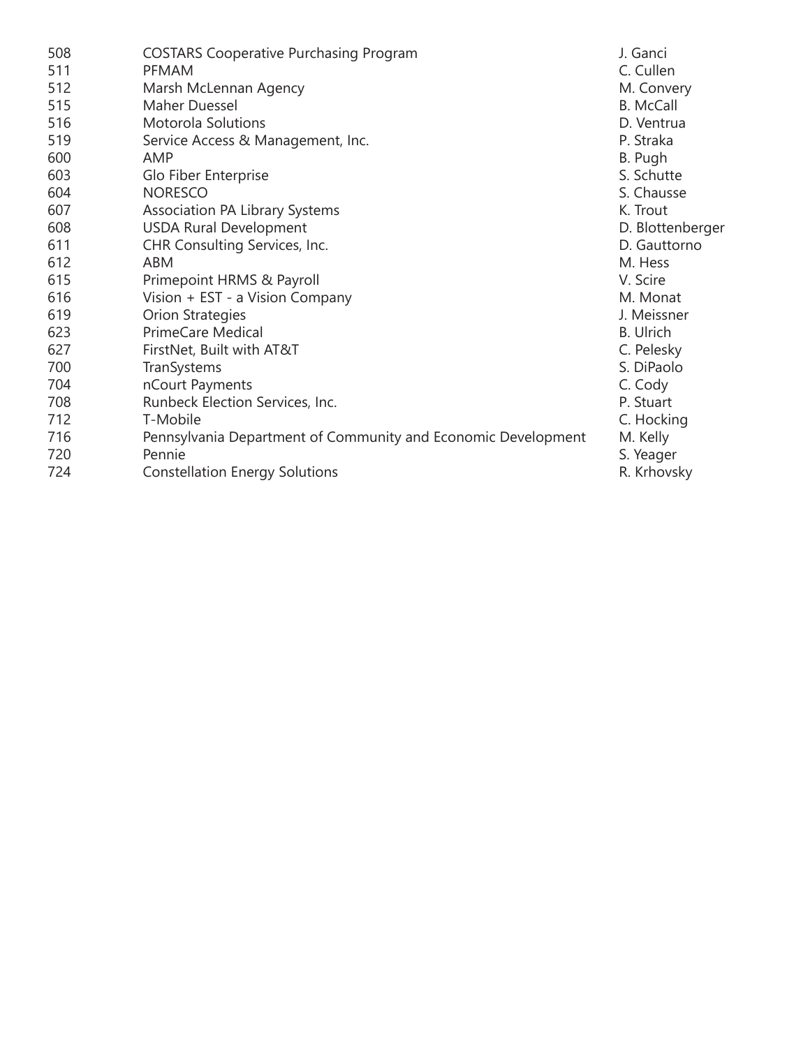| | | |
|---|---|---|
| 508 | COSTARS Cooperative Purchasing Program | J. Ganci |
| 511 | PFMAM | C. Cullen |
| 512 | Marsh McLennan Agency | M. Convery |
| 515 | Maher Duessel | B. McCall |
| 516 | Motorola Solutions | D. Ventrua |
| 519 | Service Access & Management, Inc. | P. Straka |
| 600 | AMP | B. Pugh |
| 603 | Glo Fiber Enterprise | S. Schutte |
| 604 | NORESCO | S. Chausse |
| 607 | Association PA Library Systems | K. Trout |
| 608 | USDA Rural Development | D. Blottenberger |
| 611 | CHR Consulting Services, Inc. | D. Gauttorno |
| 612 | ABM | M. Hess |
| 615 | Primepoint HRMS & Payroll | V. Scire |
| 616 | Vision + EST - a Vision Company | M. Monat |
| 619 | Orion Strategies | J. Meissner |
| 623 | PrimeCare Medical | B. Ulrich |
| 627 | FirstNet, Built with AT&T | C. Pelesky |
| 700 | TranSystems | S. DiPaolo |
| 704 | nCourt Payments | C. Cody |
| 708 | Runbeck Election Services, Inc. | P. Stuart |
| 712 | T-Mobile | C. Hocking |
| 716 | Pennsylvania Department of Community and Economic Development | M. Kelly |
| 720 | Pennie | S. Yeager |
| 724 | Constellation Energy Solutions | R. Krhovsky |